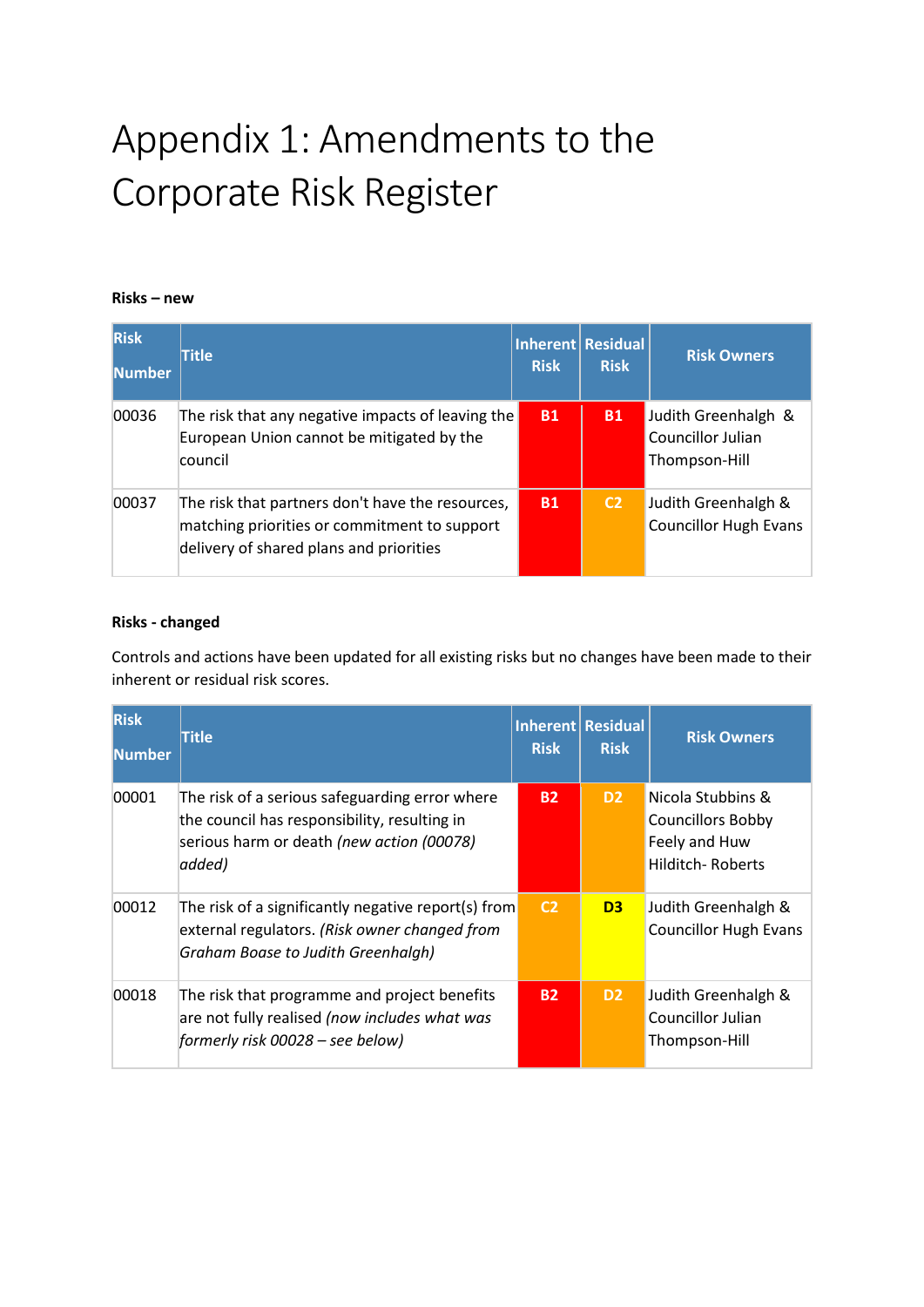# Appendix 1: Amendments to the Corporate Risk Register

**Risks – new**

| Risk Number | Title | Inherent Risk | Residual Risk | Risk Owners |
|---|---|---|---|---|
| 00036 | The risk that any negative impacts of leaving the European Union cannot be mitigated by the council | B1 | B1 | Judith Greenhalgh & Councillor Julian Thompson-Hill |
| 00037 | The risk that partners don't have the resources, matching priorities or commitment to support delivery of shared plans and priorities | B1 | C2 | Judith Greenhalgh & Councillor Hugh Evans |

**Risks - changed**

Controls and actions have been updated for all existing risks but no changes have been made to their inherent or residual risk scores.

| Risk Number | Title | Inherent Risk | Residual Risk | Risk Owners |
|---|---|---|---|---|
| 00001 | The risk of a serious safeguarding error where the council has responsibility, resulting in serious harm or death *(new action (00078) added)* | B2 | D2 | Nicola Stubbins & Councillors Bobby Feely and Huw Hilditch- Roberts |
| 00012 | The risk of a significantly negative report(s) from external regulators. *(Risk owner changed from Graham Boase to Judith Greenhalgh)* | C2 | D3 | Judith Greenhalgh & Councillor Hugh Evans |
| 00018 | The risk that programme and project benefits are not fully realised *(now includes what was formerly risk 00028 – see below)* | B2 | D2 | Judith Greenhalgh & Councillor Julian Thompson-Hill |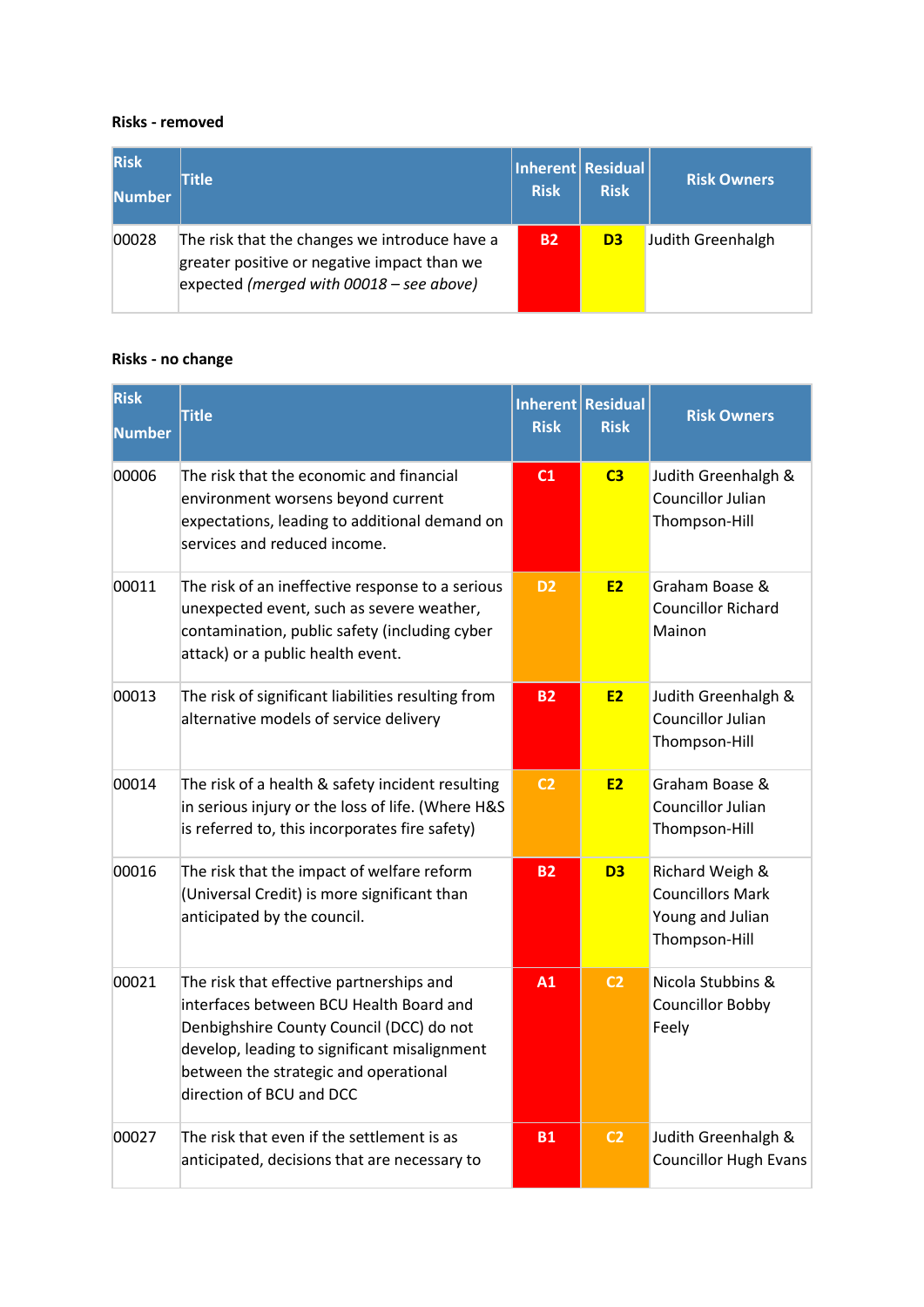**Risks - removed**

| Risk Number | Title | Inherent Risk | Residual Risk | Risk Owners |
|---|---|---|---|---|
| 00028 | The risk that the changes we introduce have a greater positive or negative impact than we expected *(merged with 00018 – see above)* | **B2** | **D3** | Judith Greenhalgh |

**Risks - no change**

| Risk Number | Title | Inherent Risk | Residual Risk | Risk Owners |
|---|---|---|---|---|
| 00006 | The risk that the economic and financial environment worsens beyond current expectations, leading to additional demand on services and reduced income. | **C1** | **C3** | Judith Greenhalgh & Councillor Julian Thompson-Hill |
| 00011 | The risk of an ineffective response to a serious unexpected event, such as severe weather, contamination, public safety (including cyber attack) or a public health event. | **D2** | **E2** | Graham Boase & Councillor Richard Mainon |
| 00013 | The risk of significant liabilities resulting from alternative models of service delivery | **B2** | **E2** | Judith Greenhalgh & Councillor Julian Thompson-Hill |
| 00014 | The risk of a health & safety incident resulting in serious injury or the loss of life. (Where H&S is referred to, this incorporates fire safety) | **C2** | **E2** | Graham Boase & Councillor Julian Thompson-Hill |
| 00016 | The risk that the impact of welfare reform (Universal Credit) is more significant than anticipated by the council. | **B2** | **D3** | Richard Weigh & Councillors Mark Young and Julian Thompson-Hill |
| 00021 | The risk that effective partnerships and interfaces between BCU Health Board and Denbighshire County Council (DCC) do not develop, leading to significant misalignment between the strategic and operational direction of BCU and DCC | **A1** | **C2** | Nicola Stubbins & Councillor Bobby Feely |
| 00027 | The risk that even if the settlement is as anticipated, decisions that are necessary to | **B1** | **C2** | Judith Greenhalgh & Councillor Hugh Evans |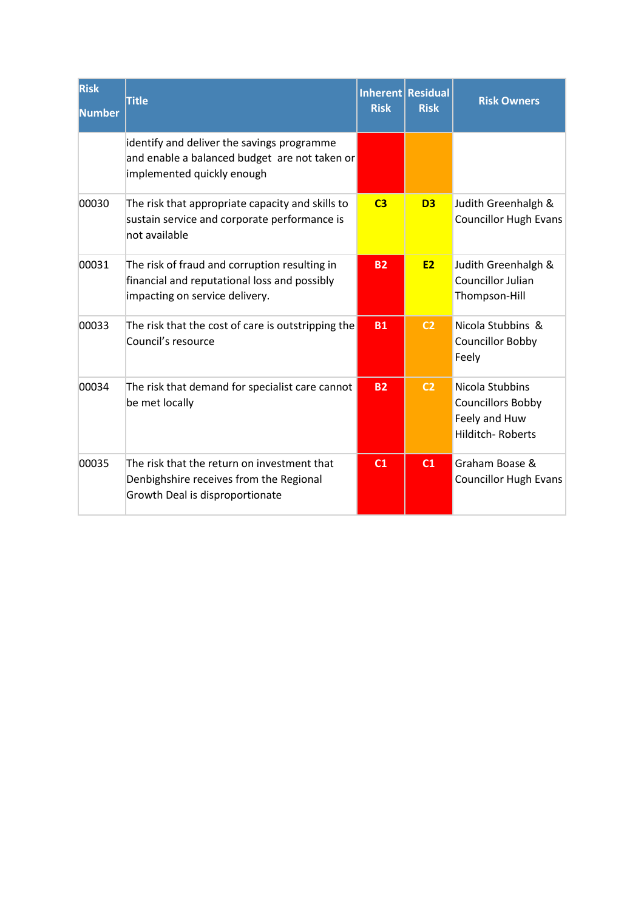| Risk Number | Title | Inherent Risk | Residual Risk | Risk Owners |
|---|---|---|---|---|
| | identify and deliver the savings programme and enable a balanced budget are not taken or implemented quickly enough | | | |
| 00030 | The risk that appropriate capacity and skills to sustain service and corporate performance is not available | C3 | D3 | Judith Greenhalgh & Councillor Hugh Evans |
| 00031 | The risk of fraud and corruption resulting in financial and reputational loss and possibly impacting on service delivery. | B2 | E2 | Judith Greenhalgh & Councillor Julian Thompson-Hill |
| 00033 | The risk that the cost of care is outstripping the Council's resource | B1 | C2 | Nicola Stubbins & Councillor Bobby Feely |
| 00034 | The risk that demand for specialist care cannot be met locally | B2 | C2 | Nicola Stubbins Councillors Bobby Feely and Huw Hilditch- Roberts |
| 00035 | The risk that the return on investment that Denbighshire receives from the Regional Growth Deal is disproportionate | C1 | C1 | Graham Boase & Councillor Hugh Evans |